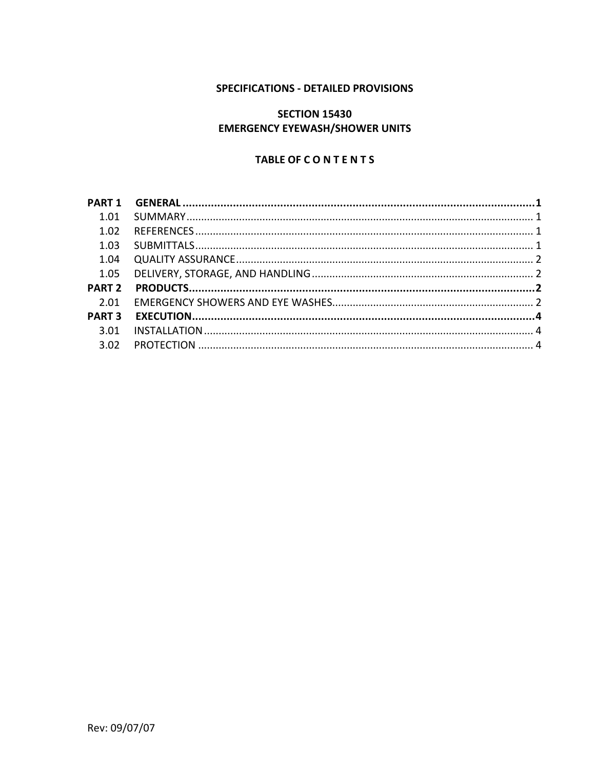**SPECIFICATIONS - DETAILED PROVISIONS**

# SECTION 15430
# EMERGENCY EYEWASH/SHOWER UNITS

## TABLE OF C O N T E N T S

| | | |
|---|---|---|
| **PART 1** | **GENERAL** | **1** |
| 1.01 | SUMMARY | 1 |
| 1.02 | REFERENCES | 1 |
| 1.03 | SUBMITTALS | 1 |
| 1.04 | QUALITY ASSURANCE | 2 |
| 1.05 | DELIVERY, STORAGE, AND HANDLING | 2 |
| **PART 2** | **PRODUCTS** | **2** |
| 2.01 | EMERGENCY SHOWERS AND EYE WASHES | 2 |
| **PART 3** | **EXECUTION** | **4** |
| 3.01 | INSTALLATION | 4 |
| 3.02 | PROTECTION | 4 |

Rev: 09/07/07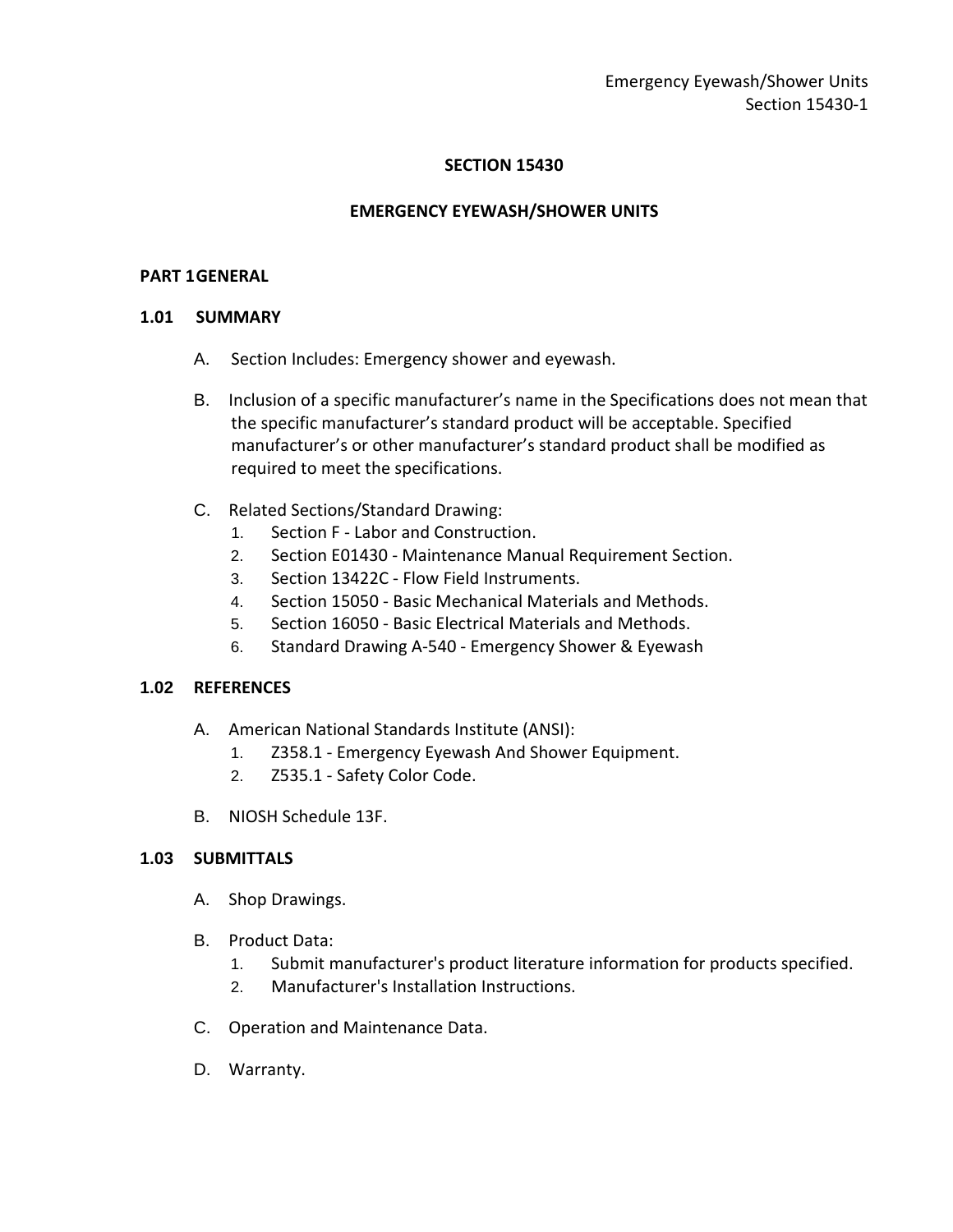# SECTION 15430

# EMERGENCY EYEWASH/SHOWER UNITS

## PART 1GENERAL

### 1.01 SUMMARY

A. Section Includes: Emergency shower and eyewash.

B. Inclusion of a specific manufacturer's name in the Specifications does not mean that the specific manufacturer's standard product will be acceptable. Specified manufacturer's or other manufacturer's standard product shall be modified as required to meet the specifications.

C. Related Sections/Standard Drawing:
   1. Section F - Labor and Construction.
   2. Section E01430 - Maintenance Manual Requirement Section.
   3. Section 13422C - Flow Field Instruments.
   4. Section 15050 - Basic Mechanical Materials and Methods.
   5. Section 16050 - Basic Electrical Materials and Methods.
   6. Standard Drawing A-540 - Emergency Shower & Eyewash

### 1.02 REFERENCES

A. American National Standards Institute (ANSI):
   1. Z358.1 - Emergency Eyewash And Shower Equipment.
   2. Z535.1 - Safety Color Code.

B. NIOSH Schedule 13F.

### 1.03 SUBMITTALS

A. Shop Drawings.

B. Product Data:
   1. Submit manufacturer's product literature information for products specified.
   2. Manufacturer's Installation Instructions.

C. Operation and Maintenance Data.

D. Warranty.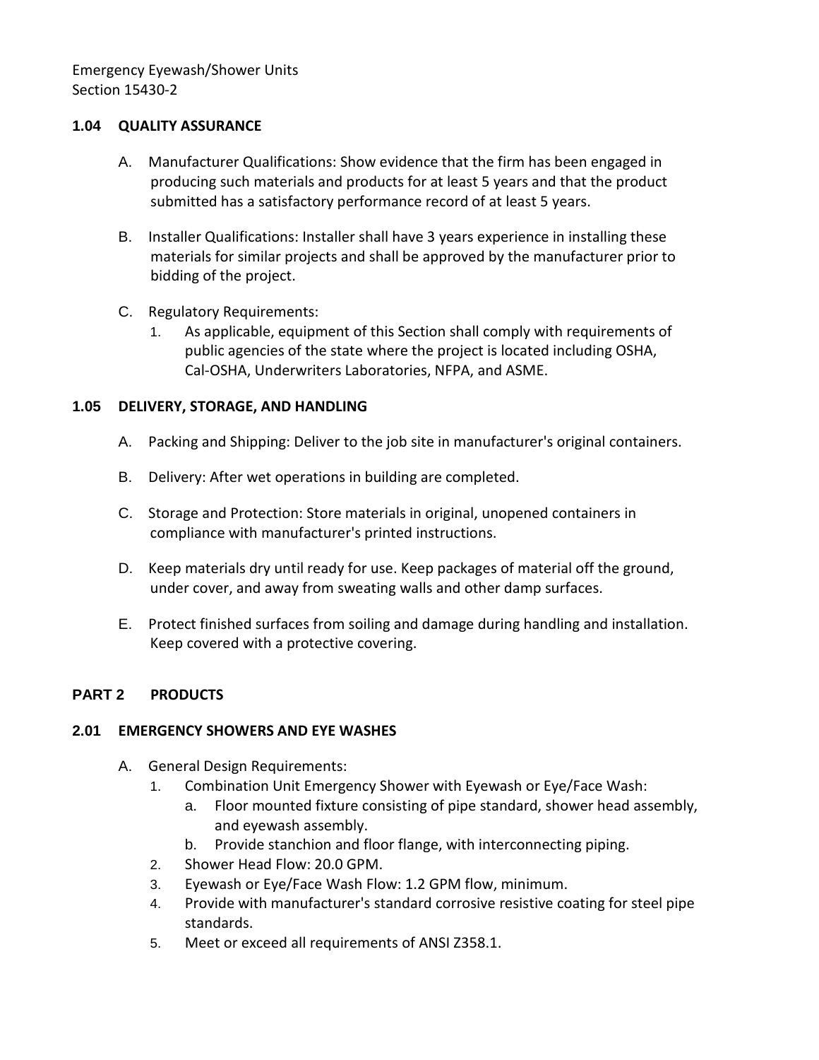### 1.04 QUALITY ASSURANCE

A. Manufacturer Qualifications: Show evidence that the firm has been engaged in producing such materials and products for at least 5 years and that the product submitted has a satisfactory performance record of at least 5 years.

B. Installer Qualifications: Installer shall have 3 years experience in installing these materials for similar projects and shall be approved by the manufacturer prior to bidding of the project.

C. Regulatory Requirements:
   1. As applicable, equipment of this Section shall comply with requirements of public agencies of the state where the project is located including OSHA, Cal-OSHA, Underwriters Laboratories, NFPA, and ASME.

### 1.05 DELIVERY, STORAGE, AND HANDLING

A. Packing and Shipping: Deliver to the job site in manufacturer's original containers.

B. Delivery: After wet operations in building are completed.

C. Storage and Protection: Store materials in original, unopened containers in compliance with manufacturer's printed instructions.

D. Keep materials dry until ready for use. Keep packages of material off the ground, under cover, and away from sweating walls and other damp surfaces.

E. Protect finished surfaces from soiling and damage during handling and installation. Keep covered with a protective covering.

## PART 2 PRODUCTS

### 2.01 EMERGENCY SHOWERS AND EYE WASHES

A. General Design Requirements:
   1. Combination Unit Emergency Shower with Eyewash or Eye/Face Wash:
      a. Floor mounted fixture consisting of pipe standard, shower head assembly, and eyewash assembly.
      b. Provide stanchion and floor flange, with interconnecting piping.
   2. Shower Head Flow: 20.0 GPM.
   3. Eyewash or Eye/Face Wash Flow: 1.2 GPM flow, minimum.
   4. Provide with manufacturer's standard corrosive resistive coating for steel pipe standards.
   5. Meet or exceed all requirements of ANSI Z358.1.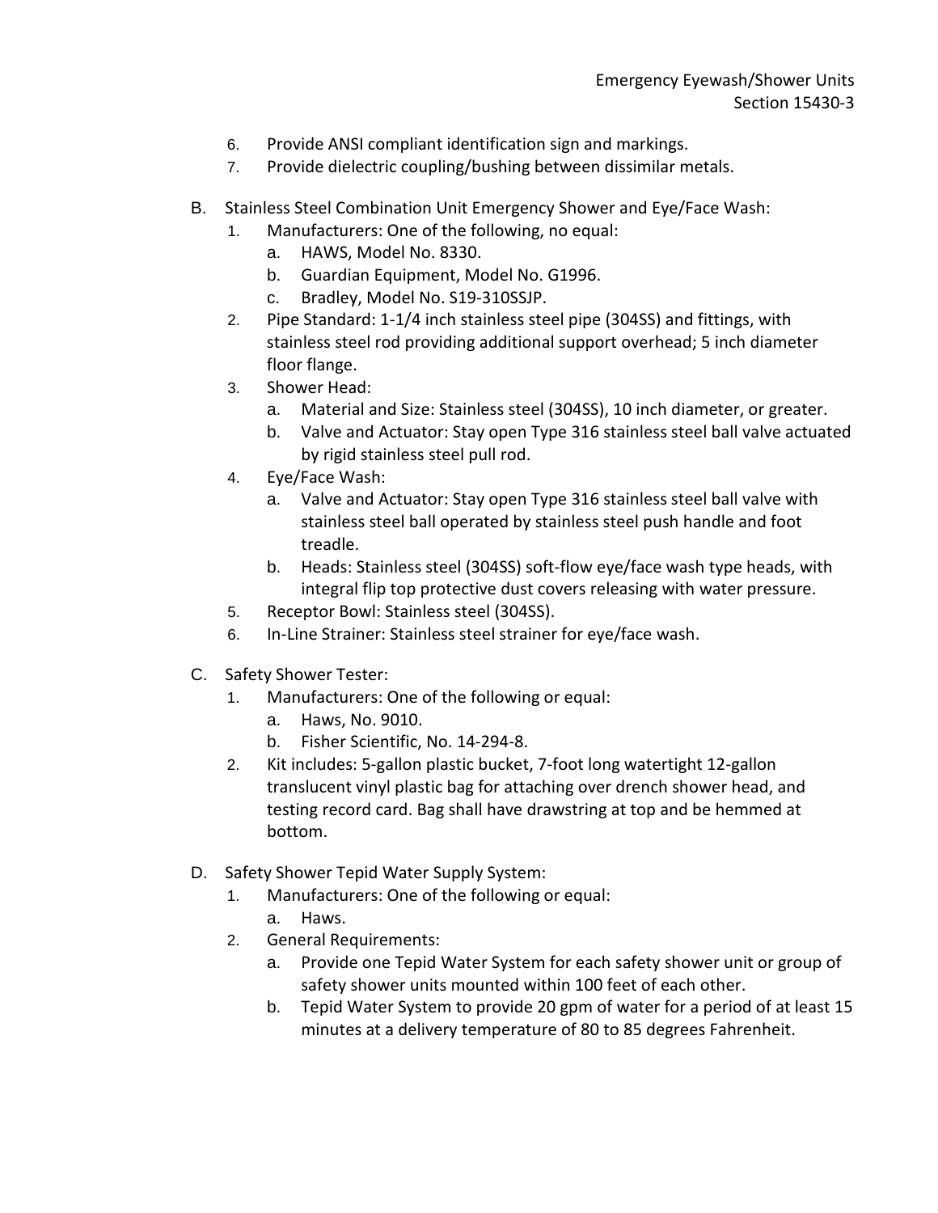6. Provide ANSI compliant identification sign and markings.
7. Provide dielectric coupling/bushing between dissimilar metals.

B. Stainless Steel Combination Unit Emergency Shower and Eye/Face Wash:
   1. Manufacturers: One of the following, no equal:
      a. HAWS, Model No. 8330.
      b. Guardian Equipment, Model No. G1996.
      c. Bradley, Model No. S19-310SSJP.
   2. Pipe Standard: 1-1/4 inch stainless steel pipe (304SS) and fittings, with stainless steel rod providing additional support overhead; 5 inch diameter floor flange.
   3. Shower Head:
      a. Material and Size: Stainless steel (304SS), 10 inch diameter, or greater.
      b. Valve and Actuator: Stay open Type 316 stainless steel ball valve actuated by rigid stainless steel pull rod.
   4. Eye/Face Wash:
      a. Valve and Actuator: Stay open Type 316 stainless steel ball valve with stainless steel ball operated by stainless steel push handle and foot treadle.
      b. Heads: Stainless steel (304SS) soft-flow eye/face wash type heads, with integral flip top protective dust covers releasing with water pressure.
   5. Receptor Bowl: Stainless steel (304SS).
   6. In-Line Strainer: Stainless steel strainer for eye/face wash.

C. Safety Shower Tester:
   1. Manufacturers: One of the following or equal:
      a. Haws, No. 9010.
      b. Fisher Scientific, No. 14-294-8.
   2. Kit includes: 5-gallon plastic bucket, 7-foot long watertight 12-gallon translucent vinyl plastic bag for attaching over drench shower head, and testing record card. Bag shall have drawstring at top and be hemmed at bottom.

D. Safety Shower Tepid Water Supply System:
   1. Manufacturers: One of the following or equal:
      a. Haws.
   2. General Requirements:
      a. Provide one Tepid Water System for each safety shower unit or group of safety shower units mounted within 100 feet of each other.
      b. Tepid Water System to provide 20 gpm of water for a period of at least 15 minutes at a delivery temperature of 80 to 85 degrees Fahrenheit.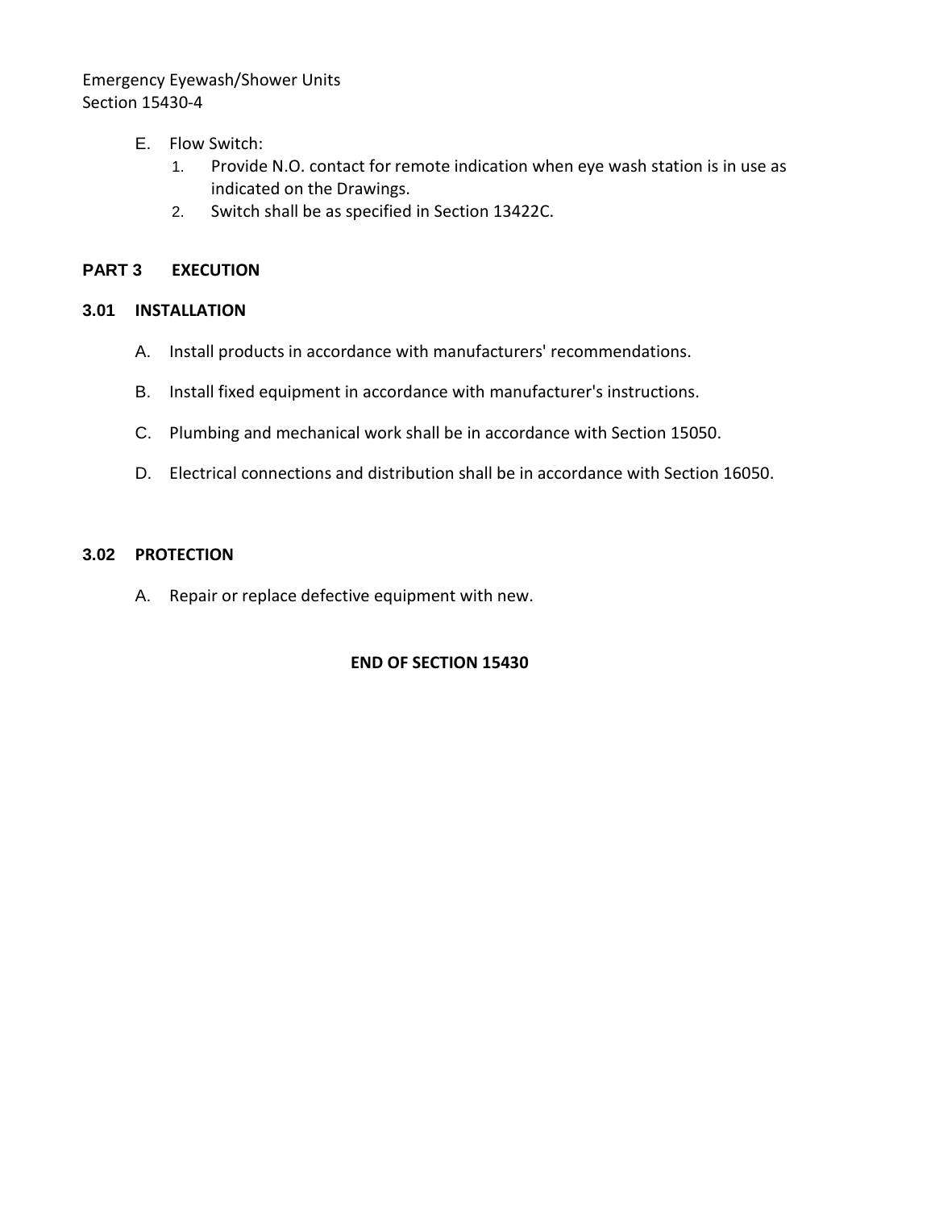E. Flow Switch:
   1. Provide N.O. contact for remote indication when eye wash station is in use as indicated on the Drawings.
   2. Switch shall be as specified in Section 13422C.

## PART 3 EXECUTION

### 3.01 INSTALLATION

A. Install products in accordance with manufacturers' recommendations.

B. Install fixed equipment in accordance with manufacturer's instructions.

C. Plumbing and mechanical work shall be in accordance with Section 15050.

D. Electrical connections and distribution shall be in accordance with Section 16050.

### 3.02 PROTECTION

A. Repair or replace defective equipment with new.

**END OF SECTION 15430**